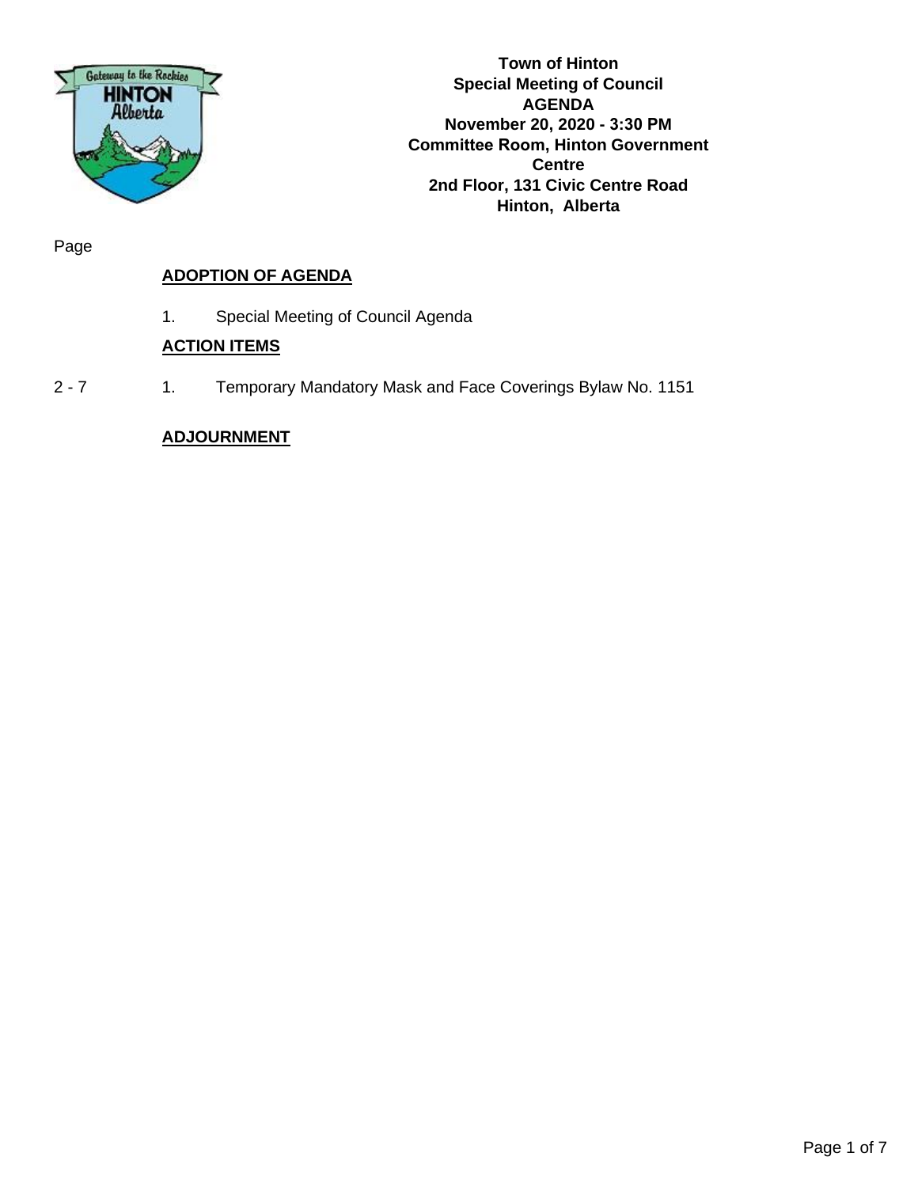**Town of Hinton**
**Special Meeting of Council**
**AGENDA**
**November 20, 2020 - 3:30 PM**
**Committee Room, Hinton Government Centre**
**2nd Floor, 131 Civic Centre Road**
**Hinton, Alberta**

| Page | | |
|---|---|---|
| | **ADOPTION OF AGENDA** | |
| | 1. | Special Meeting of Council Agenda |
| | **ACTION ITEMS** | |
| 2 - 7 | 1. | Temporary Mandatory Mask and Face Coverings Bylaw No. 1151 |
| | **ADJOURNMENT** | |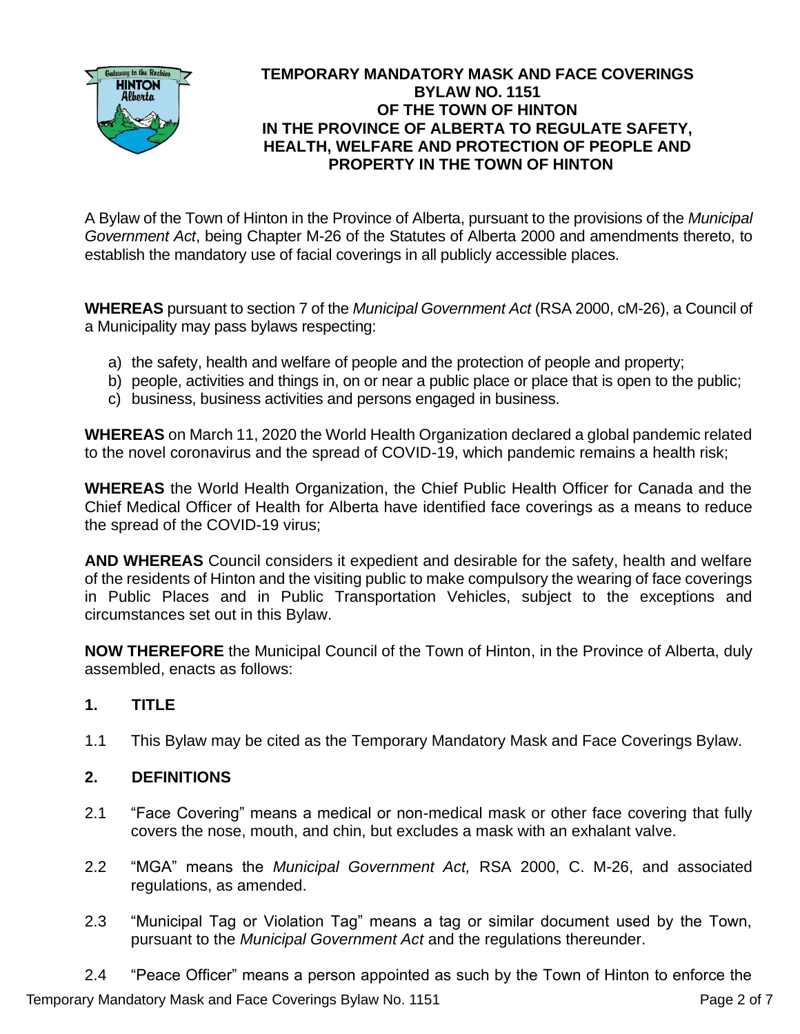# TEMPORARY MANDATORY MASK AND FACE COVERINGS BYLAW NO. 1151 OF THE TOWN OF HINTON IN THE PROVINCE OF ALBERTA TO REGULATE SAFETY, HEALTH, WELFARE AND PROTECTION OF PEOPLE AND PROPERTY IN THE TOWN OF HINTON

A Bylaw of the Town of Hinton in the Province of Alberta, pursuant to the provisions of the *Municipal Government Act*, being Chapter M-26 of the Statutes of Alberta 2000 and amendments thereto, to establish the mandatory use of facial coverings in all publicly accessible places.

**WHEREAS** pursuant to section 7 of the *Municipal Government Act* (RSA 2000, cM-26), a Council of a Municipality may pass bylaws respecting:

a) the safety, health and welfare of people and the protection of people and property;
b) people, activities and things in, on or near a public place or place that is open to the public;
c) business, business activities and persons engaged in business.

**WHEREAS** on March 11, 2020 the World Health Organization declared a global pandemic related to the novel coronavirus and the spread of COVID-19, which pandemic remains a health risk;

**WHEREAS** the World Health Organization, the Chief Public Health Officer for Canada and the Chief Medical Officer of Health for Alberta have identified face coverings as a means to reduce the spread of the COVID-19 virus;

**AND WHEREAS** Council considers it expedient and desirable for the safety, health and welfare of the residents of Hinton and the visiting public to make compulsory the wearing of face coverings in Public Places and in Public Transportation Vehicles, subject to the exceptions and circumstances set out in this Bylaw.

**NOW THEREFORE** the Municipal Council of the Town of Hinton, in the Province of Alberta, duly assembled, enacts as follows:

## 1. TITLE

1.1 This Bylaw may be cited as the Temporary Mandatory Mask and Face Coverings Bylaw.

## 2. DEFINITIONS

2.1 "Face Covering" means a medical or non-medical mask or other face covering that fully covers the nose, mouth, and chin, but excludes a mask with an exhalant valve.

2.2 "MGA" means the *Municipal Government Act,* RSA 2000, C. M-26, and associated regulations, as amended.

2.3 "Municipal Tag or Violation Tag" means a tag or similar document used by the Town, pursuant to the *Municipal Government Act* and the regulations thereunder.

2.4 "Peace Officer" means a person appointed as such by the Town of Hinton to enforce the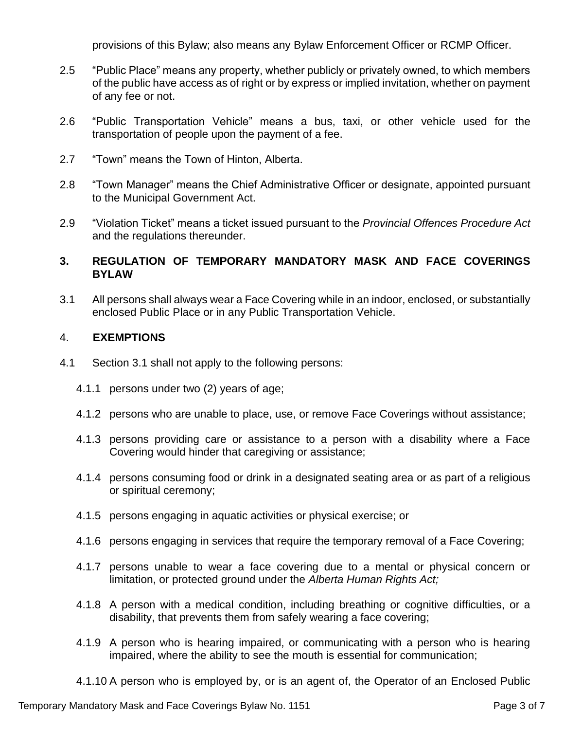provisions of this Bylaw; also means any Bylaw Enforcement Officer or RCMP Officer.

2.5 "Public Place" means any property, whether publicly or privately owned, to which members of the public have access as of right or by express or implied invitation, whether on payment of any fee or not.

2.6 "Public Transportation Vehicle" means a bus, taxi, or other vehicle used for the transportation of people upon the payment of a fee.

2.7 "Town" means the Town of Hinton, Alberta.

2.8 "Town Manager" means the Chief Administrative Officer or designate, appointed pursuant to the Municipal Government Act.

2.9 "Violation Ticket" means a ticket issued pursuant to the *Provincial Offences Procedure Act* and the regulations thereunder.

## 3. REGULATION OF TEMPORARY MANDATORY MASK AND FACE COVERINGS BYLAW

3.1 All persons shall always wear a Face Covering while in an indoor, enclosed, or substantially enclosed Public Place or in any Public Transportation Vehicle.

## 4. EXEMPTIONS

4.1 Section 3.1 shall not apply to the following persons:

4.1.1 persons under two (2) years of age;

4.1.2 persons who are unable to place, use, or remove Face Coverings without assistance;

4.1.3 persons providing care or assistance to a person with a disability where a Face Covering would hinder that caregiving or assistance;

4.1.4 persons consuming food or drink in a designated seating area or as part of a religious or spiritual ceremony;

4.1.5 persons engaging in aquatic activities or physical exercise; or

4.1.6 persons engaging in services that require the temporary removal of a Face Covering;

4.1.7 persons unable to wear a face covering due to a mental or physical concern or limitation, or protected ground under the *Alberta Human Rights Act;*

4.1.8 A person with a medical condition, including breathing or cognitive difficulties, or a disability, that prevents them from safely wearing a face covering;

4.1.9 A person who is hearing impaired, or communicating with a person who is hearing impaired, where the ability to see the mouth is essential for communication;

4.1.10 A person who is employed by, or is an agent of, the Operator of an Enclosed Public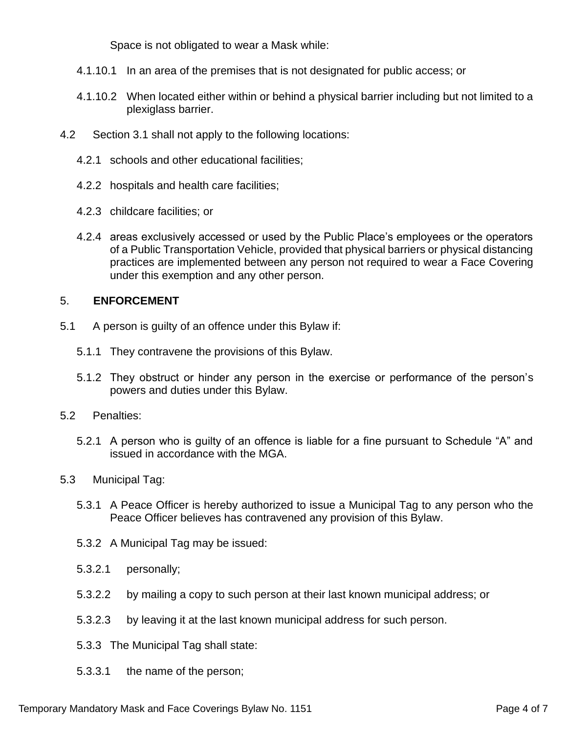Space is not obligated to wear a Mask while:

4.1.10.1 In an area of the premises that is not designated for public access; or

4.1.10.2 When located either within or behind a physical barrier including but not limited to a plexiglass barrier.

4.2 Section 3.1 shall not apply to the following locations:

4.2.1 schools and other educational facilities;

4.2.2 hospitals and health care facilities;

4.2.3 childcare facilities; or

4.2.4 areas exclusively accessed or used by the Public Place's employees or the operators of a Public Transportation Vehicle, provided that physical barriers or physical distancing practices are implemented between any person not required to wear a Face Covering under this exemption and any other person.

## 5. ENFORCEMENT

5.1 A person is guilty of an offence under this Bylaw if:

5.1.1 They contravene the provisions of this Bylaw.

5.1.2 They obstruct or hinder any person in the exercise or performance of the person's powers and duties under this Bylaw.

5.2 Penalties:

5.2.1 A person who is guilty of an offence is liable for a fine pursuant to Schedule "A" and issued in accordance with the MGA.

5.3 Municipal Tag:

5.3.1 A Peace Officer is hereby authorized to issue a Municipal Tag to any person who the Peace Officer believes has contravened any provision of this Bylaw.

5.3.2 A Municipal Tag may be issued:

5.3.2.1 personally;

5.3.2.2 by mailing a copy to such person at their last known municipal address; or

5.3.2.3 by leaving it at the last known municipal address for such person.

5.3.3 The Municipal Tag shall state:

5.3.3.1 the name of the person;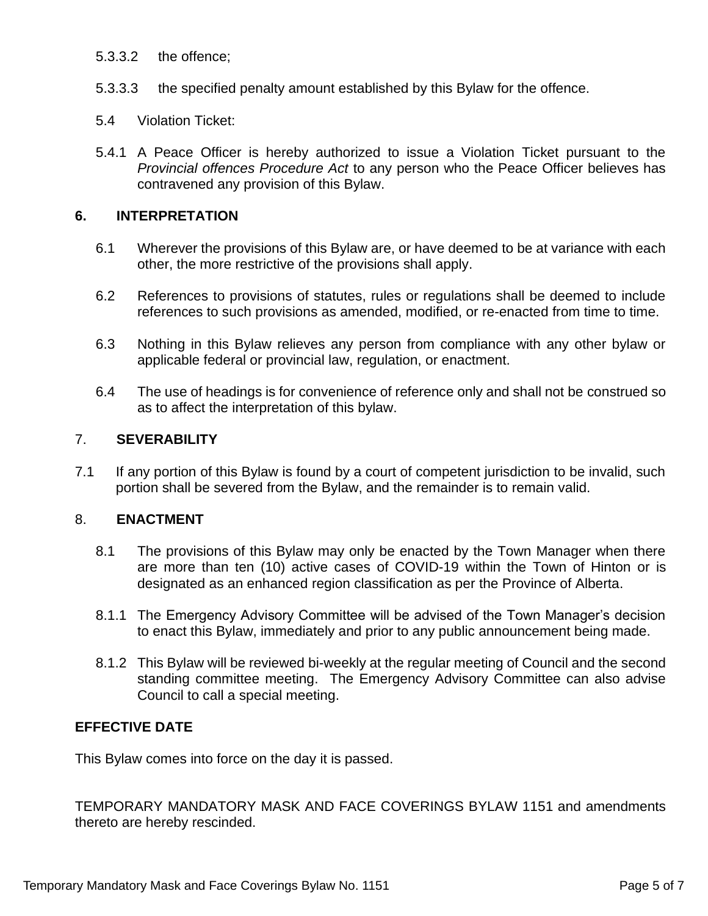5.3.3.2 the offence;

5.3.3.3 the specified penalty amount established by this Bylaw for the offence.

5.4 Violation Ticket:

5.4.1 A Peace Officer is hereby authorized to issue a Violation Ticket pursuant to the *Provincial offences Procedure Act* to any person who the Peace Officer believes has contravened any provision of this Bylaw.

## 6. INTERPRETATION

6.1 Wherever the provisions of this Bylaw are, or have deemed to be at variance with each other, the more restrictive of the provisions shall apply.

6.2 References to provisions of statutes, rules or regulations shall be deemed to include references to such provisions as amended, modified, or re-enacted from time to time.

6.3 Nothing in this Bylaw relieves any person from compliance with any other bylaw or applicable federal or provincial law, regulation, or enactment.

6.4 The use of headings is for convenience of reference only and shall not be construed so as to affect the interpretation of this bylaw.

## 7. SEVERABILITY

7.1 If any portion of this Bylaw is found by a court of competent jurisdiction to be invalid, such portion shall be severed from the Bylaw, and the remainder is to remain valid.

## 8. ENACTMENT

8.1 The provisions of this Bylaw may only be enacted by the Town Manager when there are more than ten (10) active cases of COVID-19 within the Town of Hinton or is designated as an enhanced region classification as per the Province of Alberta.

8.1.1 The Emergency Advisory Committee will be advised of the Town Manager's decision to enact this Bylaw, immediately and prior to any public announcement being made.

8.1.2 This Bylaw will be reviewed bi-weekly at the regular meeting of Council and the second standing committee meeting. The Emergency Advisory Committee can also advise Council to call a special meeting.

## EFFECTIVE DATE

This Bylaw comes into force on the day it is passed.

TEMPORARY MANDATORY MASK AND FACE COVERINGS BYLAW 1151 and amendments thereto are hereby rescinded.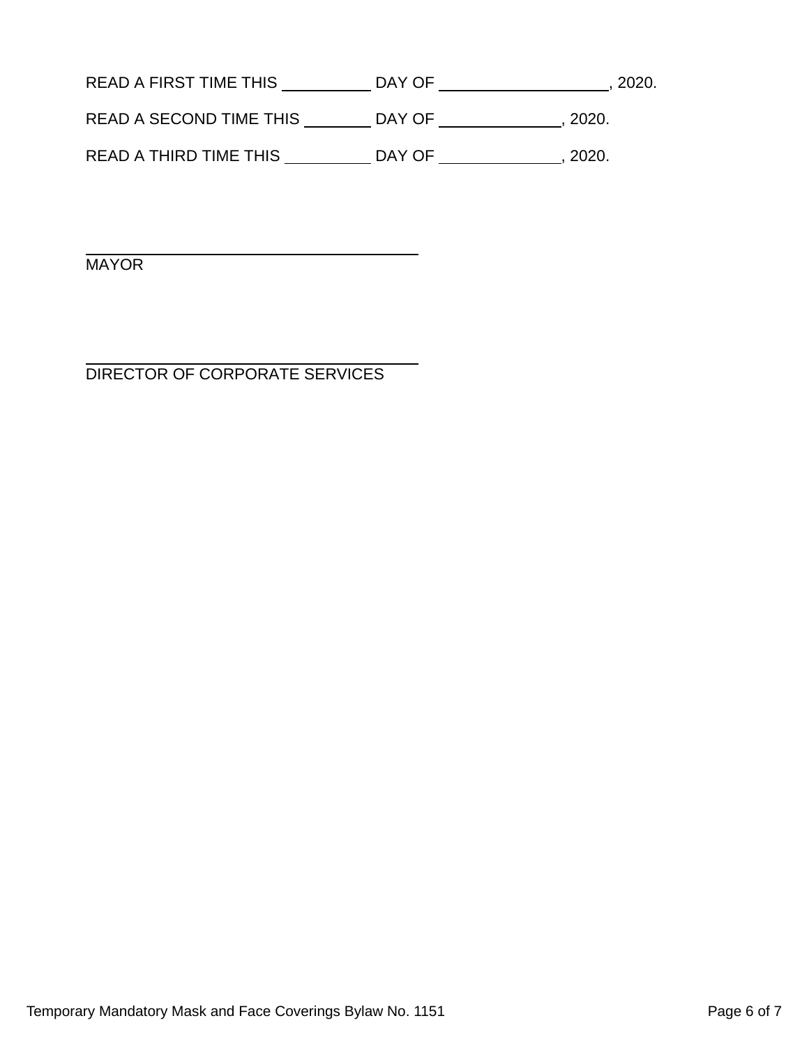READ A FIRST TIME THIS \_\_\_\_\_\_\_\_\_\_ DAY OF \_\_\_\_\_\_\_\_\_\_\_\_\_\_\_\_\_\_, 2020.

READ A SECOND TIME THIS \_\_\_\_\_\_\_\_ DAY OF \_\_\_\_\_\_\_\_\_\_\_\_\_\_, 2020.

READ A THIRD TIME THIS \_\_\_\_\_\_\_\_\_\_ DAY OF \_\_\_\_\_\_\_\_\_\_\_\_\_\_, 2020.

\_\_\_\_\_\_\_\_\_\_\_\_\_\_\_\_\_\_\_\_\_\_\_\_\_\_\_\_\_\_\_\_\_\_\_\_\_\_\_\_

MAYOR

\_\_\_\_\_\_\_\_\_\_\_\_\_\_\_\_\_\_\_\_\_\_\_\_\_\_\_\_\_\_\_\_\_\_\_\_\_\_\_\_

DIRECTOR OF CORPORATE SERVICES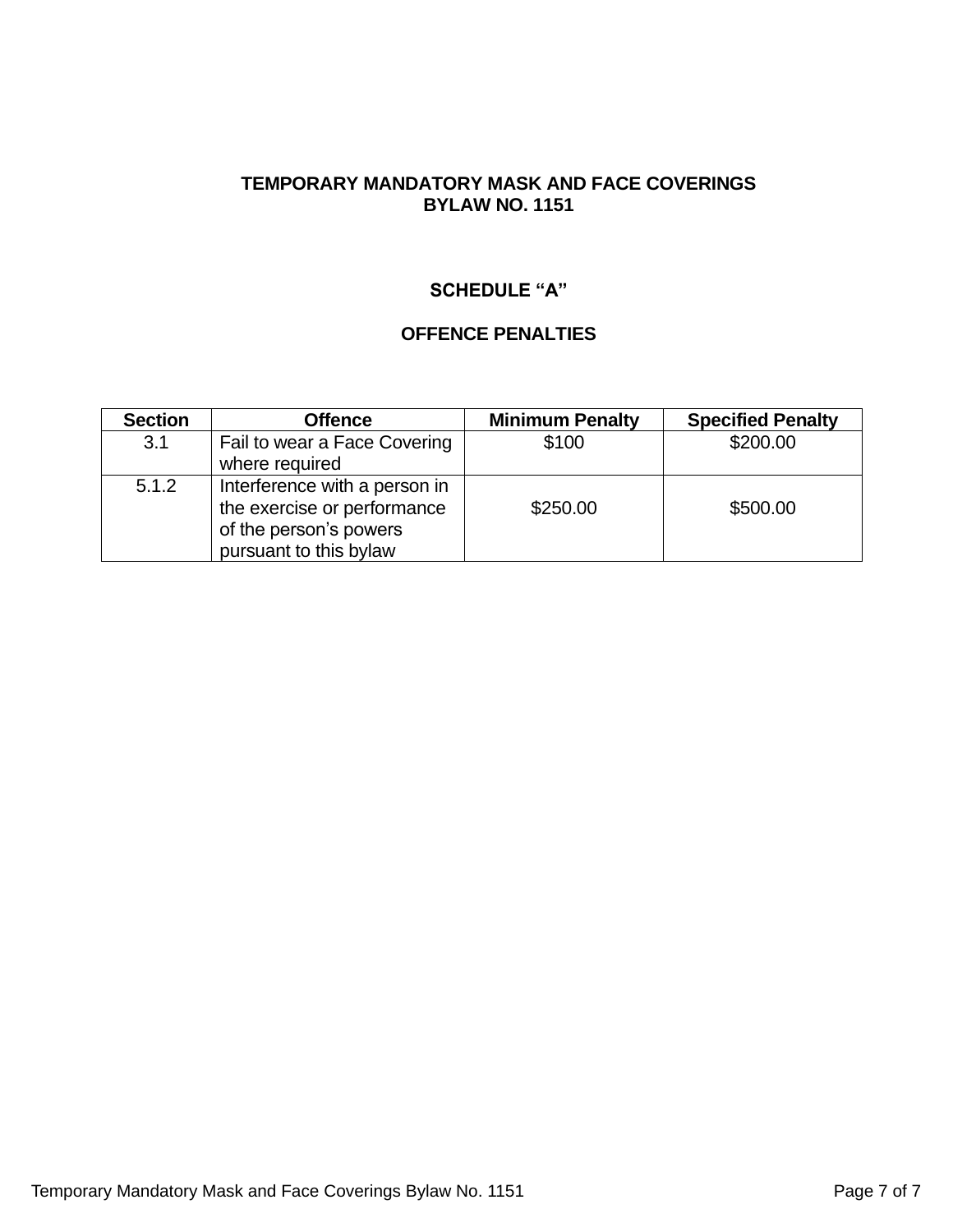**TEMPORARY MANDATORY MASK AND FACE COVERINGS**
**BYLAW NO. 1151**

## SCHEDULE "A"

## OFFENCE PENALTIES

| Section | Offence | Minimum Penalty | Specified Penalty |
|---|---|---|---|
| 3.1 | Fail to wear a Face Covering where required | $100 | $200.00 |
| 5.1.2 | Interference with a person in the exercise or performance of the person's powers pursuant to this bylaw | $250.00 | $500.00 |